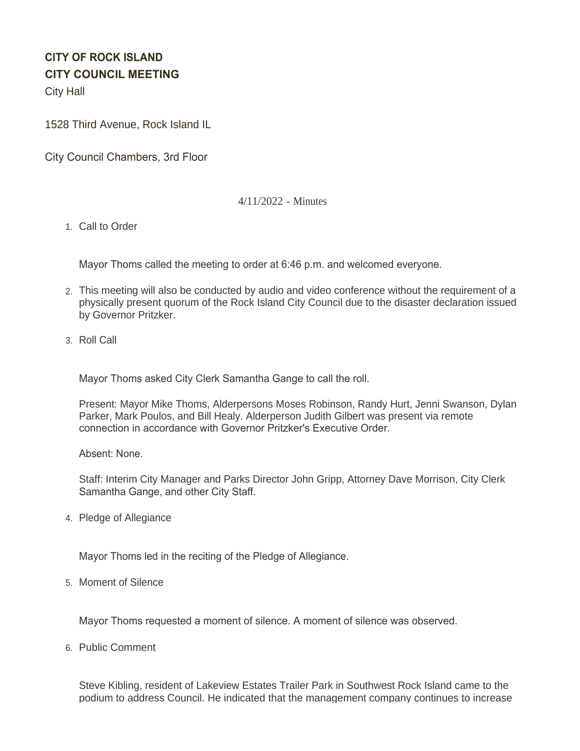**CITY OF ROCK ISLAND**

**CITY COUNCIL MEETING**

City Hall

1528 Third Avenue, Rock Island IL

City Council Chambers, 3rd Floor

4/11/2022 - Minutes

1. Call to Order

   Mayor Thoms called the meeting to order at 6:46 p.m. and welcomed everyone.

2. This meeting will also be conducted by audio and video conference without the requirement of a physically present quorum of the Rock Island City Council due to the disaster declaration issued by Governor Pritzker.

3. Roll Call

   Mayor Thoms asked City Clerk Samantha Gange to call the roll.

   Present: Mayor Mike Thoms, Alderpersons Moses Robinson, Randy Hurt, Jenni Swanson, Dylan Parker, Mark Poulos, and Bill Healy. Alderperson Judith Gilbert was present via remote connection in accordance with Governor Pritzker's Executive Order.

   Absent: None.

   Staff: Interim City Manager and Parks Director John Gripp, Attorney Dave Morrison, City Clerk Samantha Gange, and other City Staff.

4. Pledge of Allegiance

   Mayor Thoms led in the reciting of the Pledge of Allegiance.

5. Moment of Silence

   Mayor Thoms requested a moment of silence. A moment of silence was observed.

6. Public Comment

   Steve Kibling, resident of Lakeview Estates Trailer Park in Southwest Rock Island came to the podium to address Council. He indicated that the management company continues to increase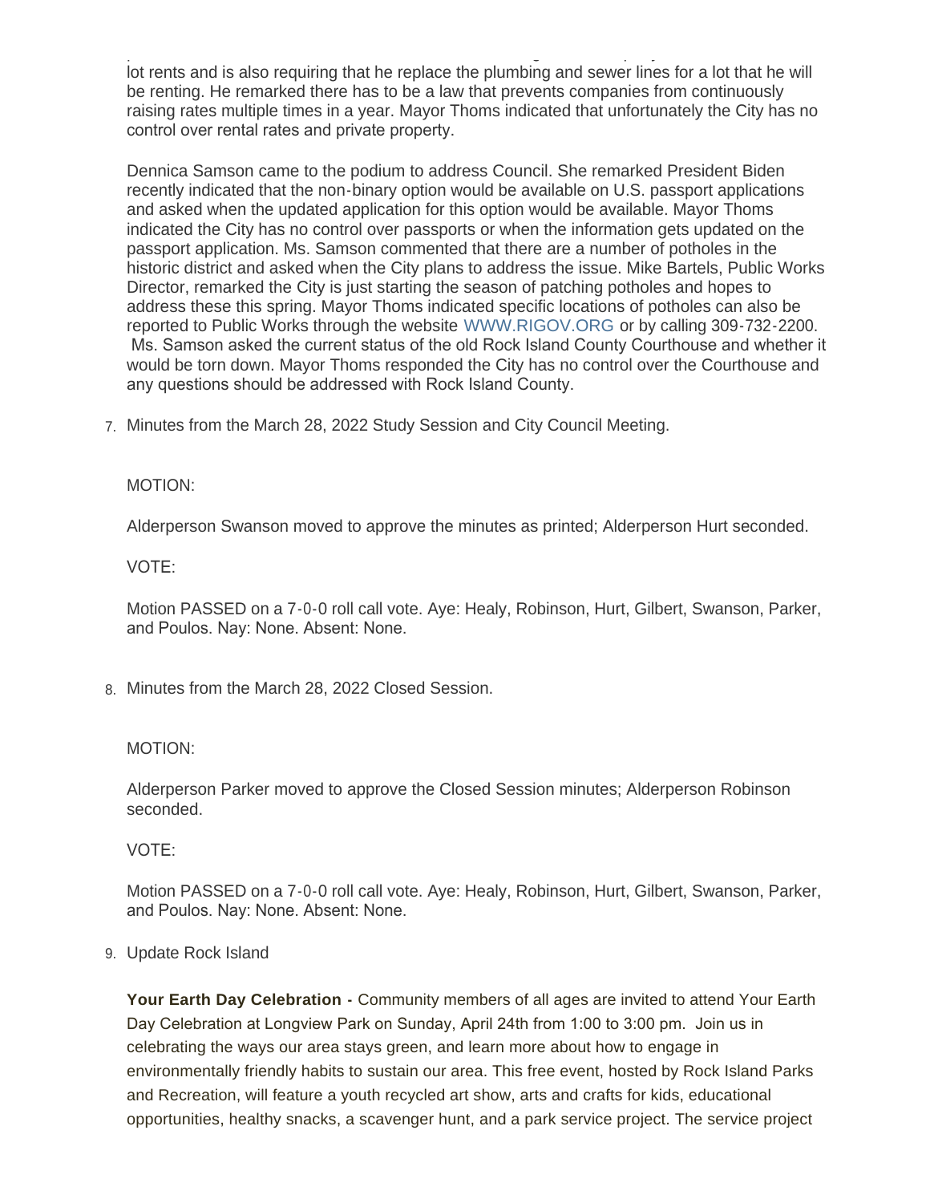lot rents and is also requiring that he replace the plumbing and sewer lines for a lot that he will be renting. He remarked there has to be a law that prevents companies from continuously raising rates multiple times in a year. Mayor Thoms indicated that unfortunately the City has no control over rental rates and private property.

Dennica Samson came to the podium to address Council. She remarked President Biden recently indicated that the non-binary option would be available on U.S. passport applications and asked when the updated application for this option would be available. Mayor Thoms indicated the City has no control over passports or when the information gets updated on the passport application. Ms. Samson commented that there are a number of potholes in the historic district and asked when the City plans to address the issue. Mike Bartels, Public Works Director, remarked the City is just starting the season of patching potholes and hopes to address these this spring. Mayor Thoms indicated specific locations of potholes can also be reported to Public Works through the website WWW.RIGOV.ORG or by calling 309-732-2200. Ms. Samson asked the current status of the old Rock Island County Courthouse and whether it would be torn down. Mayor Thoms responded the City has no control over the Courthouse and any questions should be addressed with Rock Island County.

7. Minutes from the March 28, 2022 Study Session and City Council Meeting.

MOTION:

Alderperson Swanson moved to approve the minutes as printed; Alderperson Hurt seconded.

VOTE:

Motion PASSED on a 7-0-0 roll call vote. Aye: Healy, Robinson, Hurt, Gilbert, Swanson, Parker, and Poulos. Nay: None. Absent: None.

8. Minutes from the March 28, 2022 Closed Session.

MOTION:

Alderperson Parker moved to approve the Closed Session minutes; Alderperson Robinson seconded.

VOTE:

Motion PASSED on a 7-0-0 roll call vote. Aye: Healy, Robinson, Hurt, Gilbert, Swanson, Parker, and Poulos. Nay: None. Absent: None.

9. Update Rock Island

**Your Earth Day Celebration -** Community members of all ages are invited to attend Your Earth Day Celebration at Longview Park on Sunday, April 24th from 1:00 to 3:00 pm. Join us in celebrating the ways our area stays green, and learn more about how to engage in environmentally friendly habits to sustain our area. This free event, hosted by Rock Island Parks and Recreation, will feature a youth recycled art show, arts and crafts for kids, educational opportunities, healthy snacks, a scavenger hunt, and a park service project. The service project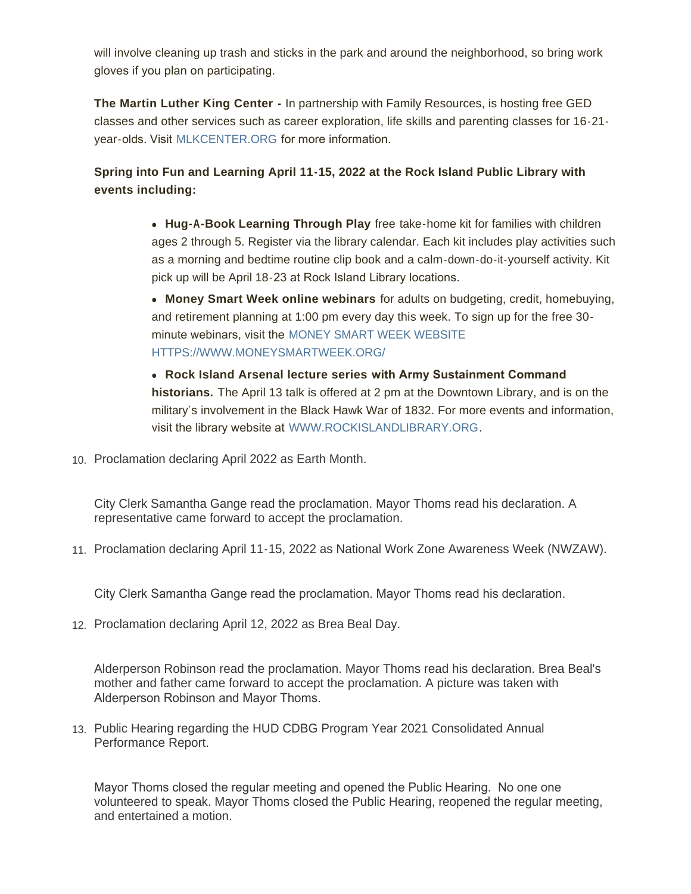will involve cleaning up trash and sticks in the park and around the neighborhood, so bring work gloves if you plan on participating.

**The Martin Luther King Center -** In partnership with Family Resources, is hosting free GED classes and other services such as career exploration, life skills and parenting classes for 16-21-year-olds. Visit MLKCENTER.ORG for more information.

**Spring into Fun and Learning April 11-15, 2022 at the Rock Island Public Library with events including:**

- **Hug-A-Book Learning Through Play** free take-home kit for families with children ages 2 through 5. Register via the library calendar. Each kit includes play activities such as a morning and bedtime routine clip book and a calm-down-do-it-yourself activity. Kit pick up will be April 18-23 at Rock Island Library locations.
- **Money Smart Week online webinars** for adults on budgeting, credit, homebuying, and retirement planning at 1:00 pm every day this week. To sign up for the free 30-minute webinars, visit the MONEY SMART WEEK WEBSITE HTTPS://WWW.MONEYSMARTWEEK.ORG/
- **Rock Island Arsenal lecture series with Army Sustainment Command historians.** The April 13 talk is offered at 2 pm at the Downtown Library, and is on the military's involvement in the Black Hawk War of 1832. For more events and information, visit the library website at WWW.ROCKISLANDLIBRARY.ORG.

10. Proclamation declaring April 2022 as Earth Month.

    City Clerk Samantha Gange read the proclamation. Mayor Thoms read his declaration. A representative came forward to accept the proclamation.

11. Proclamation declaring April 11-15, 2022 as National Work Zone Awareness Week (NWZAW).

    City Clerk Samantha Gange read the proclamation. Mayor Thoms read his declaration.

12. Proclamation declaring April 12, 2022 as Brea Beal Day.

    Alderperson Robinson read the proclamation. Mayor Thoms read his declaration. Brea Beal's mother and father came forward to accept the proclamation. A picture was taken with Alderperson Robinson and Mayor Thoms.

13. Public Hearing regarding the HUD CDBG Program Year 2021 Consolidated Annual Performance Report.

    Mayor Thoms closed the regular meeting and opened the Public Hearing. No one one volunteered to speak. Mayor Thoms closed the Public Hearing, reopened the regular meeting, and entertained a motion.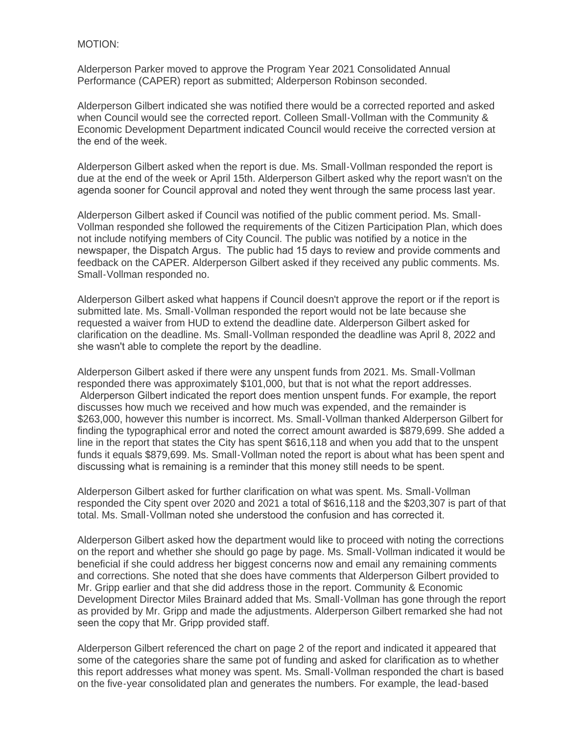MOTION:

Alderperson Parker moved to approve the Program Year 2021 Consolidated Annual Performance (CAPER) report as submitted; Alderperson Robinson seconded.

Alderperson Gilbert indicated she was notified there would be a corrected reported and asked when Council would see the corrected report. Colleen Small-Vollman with the Community & Economic Development Department indicated Council would receive the corrected version at the end of the week.

Alderperson Gilbert asked when the report is due. Ms. Small-Vollman responded the report is due at the end of the week or April 15th. Alderperson Gilbert asked why the report wasn't on the agenda sooner for Council approval and noted they went through the same process last year.

Alderperson Gilbert asked if Council was notified of the public comment period. Ms. Small-Vollman responded she followed the requirements of the Citizen Participation Plan, which does not include notifying members of City Council. The public was notified by a notice in the newspaper, the Dispatch Argus. The public had 15 days to review and provide comments and feedback on the CAPER. Alderperson Gilbert asked if they received any public comments. Ms. Small-Vollman responded no.

Alderperson Gilbert asked what happens if Council doesn't approve the report or if the report is submitted late. Ms. Small-Vollman responded the report would not be late because she requested a waiver from HUD to extend the deadline date. Alderperson Gilbert asked for clarification on the deadline. Ms. Small-Vollman responded the deadline was April 8, 2022 and she wasn't able to complete the report by the deadline.

Alderperson Gilbert asked if there were any unspent funds from 2021. Ms. Small-Vollman responded there was approximately $101,000, but that is not what the report addresses. Alderperson Gilbert indicated the report does mention unspent funds. For example, the report discusses how much we received and how much was expended, and the remainder is $263,000, however this number is incorrect. Ms. Small-Vollman thanked Alderperson Gilbert for finding the typographical error and noted the correct amount awarded is $879,699. She added a line in the report that states the City has spent $616,118 and when you add that to the unspent funds it equals $879,699. Ms. Small-Vollman noted the report is about what has been spent and discussing what is remaining is a reminder that this money still needs to be spent.

Alderperson Gilbert asked for further clarification on what was spent. Ms. Small-Vollman responded the City spent over 2020 and 2021 a total of $616,118 and the $203,307 is part of that total. Ms. Small-Vollman noted she understood the confusion and has corrected it.

Alderperson Gilbert asked how the department would like to proceed with noting the corrections on the report and whether she should go page by page. Ms. Small-Vollman indicated it would be beneficial if she could address her biggest concerns now and email any remaining comments and corrections. She noted that she does have comments that Alderperson Gilbert provided to Mr. Gripp earlier and that she did address those in the report. Community & Economic Development Director Miles Brainard added that Ms. Small-Vollman has gone through the report as provided by Mr. Gripp and made the adjustments. Alderperson Gilbert remarked she had not seen the copy that Mr. Gripp provided staff.

Alderperson Gilbert referenced the chart on page 2 of the report and indicated it appeared that some of the categories share the same pot of funding and asked for clarification as to whether this report addresses what money was spent. Ms. Small-Vollman responded the chart is based on the five-year consolidated plan and generates the numbers. For example, the lead-based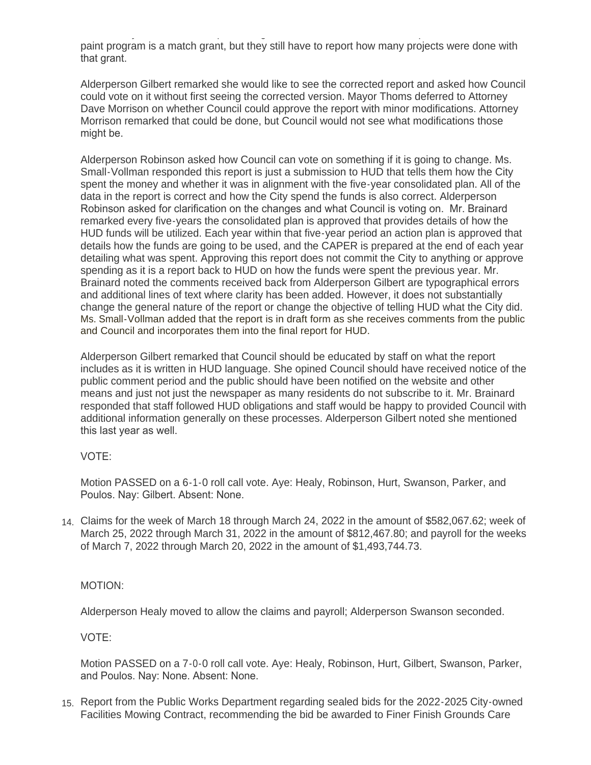paint program is a match grant, but they still have to report how many projects were done with that grant.

Alderperson Gilbert remarked she would like to see the corrected report and asked how Council could vote on it without first seeing the corrected version. Mayor Thoms deferred to Attorney Dave Morrison on whether Council could approve the report with minor modifications. Attorney Morrison remarked that could be done, but Council would not see what modifications those might be.

Alderperson Robinson asked how Council can vote on something if it is going to change. Ms. Small-Vollman responded this report is just a submission to HUD that tells them how the City spent the money and whether it was in alignment with the five-year consolidated plan. All of the data in the report is correct and how the City spend the funds is also correct. Alderperson Robinson asked for clarification on the changes and what Council is voting on. Mr. Brainard remarked every five-years the consolidated plan is approved that provides details of how the HUD funds will be utilized. Each year within that five-year period an action plan is approved that details how the funds are going to be used, and the CAPER is prepared at the end of each year detailing what was spent. Approving this report does not commit the City to anything or approve spending as it is a report back to HUD on how the funds were spent the previous year. Mr. Brainard noted the comments received back from Alderperson Gilbert are typographical errors and additional lines of text where clarity has been added. However, it does not substantially change the general nature of the report or change the objective of telling HUD what the City did. Ms. Small-Vollman added that the report is in draft form as she receives comments from the public and Council and incorporates them into the final report for HUD.

Alderperson Gilbert remarked that Council should be educated by staff on what the report includes as it is written in HUD language. She opined Council should have received notice of the public comment period and the public should have been notified on the website and other means and just not just the newspaper as many residents do not subscribe to it. Mr. Brainard responded that staff followed HUD obligations and staff would be happy to provided Council with additional information generally on these processes. Alderperson Gilbert noted she mentioned this last year as well.

VOTE:

Motion PASSED on a 6-1-0 roll call vote. Aye: Healy, Robinson, Hurt, Swanson, Parker, and Poulos. Nay: Gilbert. Absent: None.

14. Claims for the week of March 18 through March 24, 2022 in the amount of $582,067.62; week of March 25, 2022 through March 31, 2022 in the amount of $812,467.80; and payroll for the weeks of March 7, 2022 through March 20, 2022 in the amount of $1,493,744.73.

MOTION:

Alderperson Healy moved to allow the claims and payroll; Alderperson Swanson seconded.

VOTE:

Motion PASSED on a 7-0-0 roll call vote. Aye: Healy, Robinson, Hurt, Gilbert, Swanson, Parker, and Poulos. Nay: None. Absent: None.

15. Report from the Public Works Department regarding sealed bids for the 2022-2025 City-owned Facilities Mowing Contract, recommending the bid be awarded to Finer Finish Grounds Care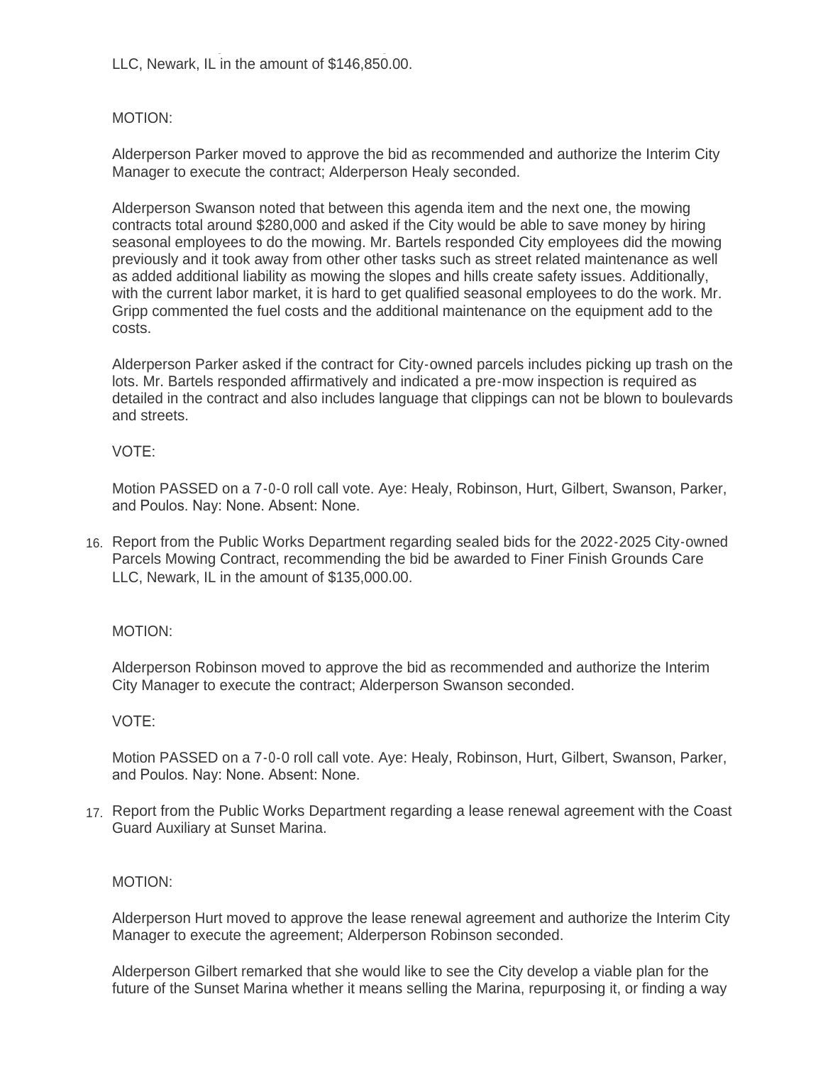LLC, Newark, IL in the amount of $146,850.00.

MOTION:

Alderperson Parker moved to approve the bid as recommended and authorize the Interim City Manager to execute the contract; Alderperson Healy seconded.

Alderperson Swanson noted that between this agenda item and the next one, the mowing contracts total around $280,000 and asked if the City would be able to save money by hiring seasonal employees to do the mowing. Mr. Bartels responded City employees did the mowing previously and it took away from other other tasks such as street related maintenance as well as added additional liability as mowing the slopes and hills create safety issues. Additionally, with the current labor market, it is hard to get qualified seasonal employees to do the work. Mr. Gripp commented the fuel costs and the additional maintenance on the equipment add to the costs.

Alderperson Parker asked if the contract for City-owned parcels includes picking up trash on the lots. Mr. Bartels responded affirmatively and indicated a pre-mow inspection is required as detailed in the contract and also includes language that clippings can not be blown to boulevards and streets.

VOTE:

Motion PASSED on a 7-0-0 roll call vote. Aye: Healy, Robinson, Hurt, Gilbert, Swanson, Parker, and Poulos. Nay: None. Absent: None.

16. Report from the Public Works Department regarding sealed bids for the 2022-2025 City-owned Parcels Mowing Contract, recommending the bid be awarded to Finer Finish Grounds Care LLC, Newark, IL in the amount of $135,000.00.

MOTION:

Alderperson Robinson moved to approve the bid as recommended and authorize the Interim City Manager to execute the contract; Alderperson Swanson seconded.

VOTE:

Motion PASSED on a 7-0-0 roll call vote. Aye: Healy, Robinson, Hurt, Gilbert, Swanson, Parker, and Poulos. Nay: None. Absent: None.

17. Report from the Public Works Department regarding a lease renewal agreement with the Coast Guard Auxiliary at Sunset Marina.

MOTION:

Alderperson Hurt moved to approve the lease renewal agreement and authorize the Interim City Manager to execute the agreement; Alderperson Robinson seconded.

Alderperson Gilbert remarked that she would like to see the City develop a viable plan for the future of the Sunset Marina whether it means selling the Marina, repurposing it, or finding a way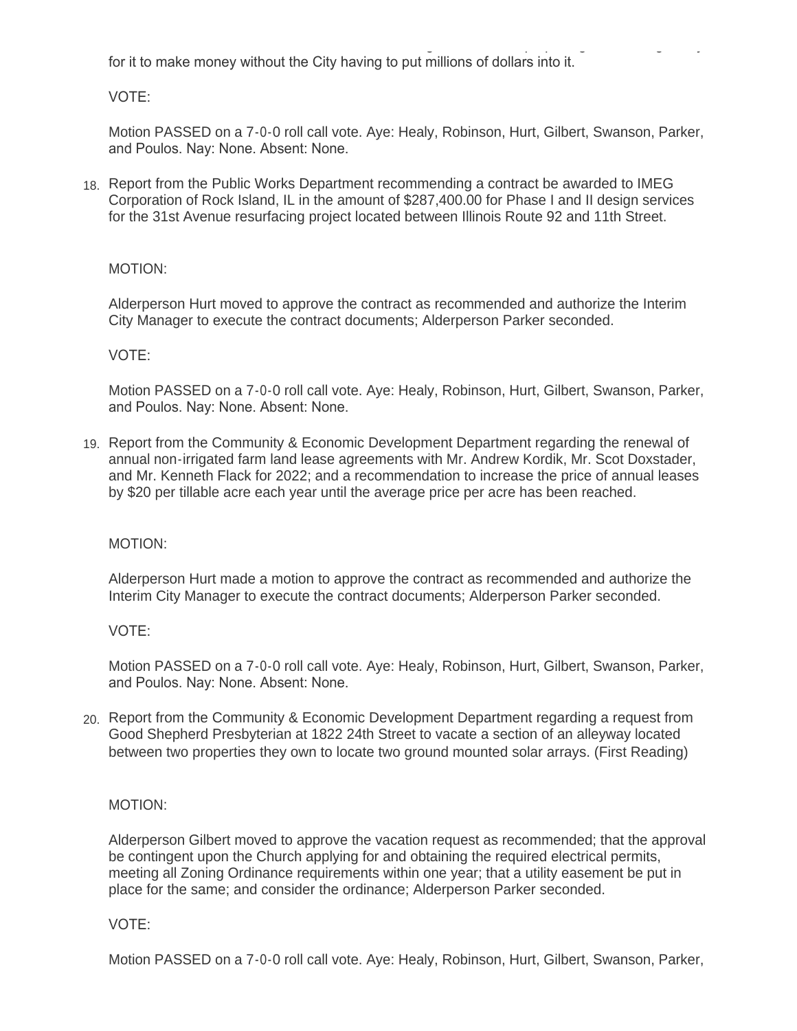for it to make money without the City having to put millions of dollars into it.

VOTE:

Motion PASSED on a 7-0-0 roll call vote. Aye: Healy, Robinson, Hurt, Gilbert, Swanson, Parker, and Poulos. Nay: None. Absent: None.

18. Report from the Public Works Department recommending a contract be awarded to IMEG Corporation of Rock Island, IL in the amount of $287,400.00 for Phase I and II design services for the 31st Avenue resurfacing project located between Illinois Route 92 and 11th Street.

    MOTION:

    Alderperson Hurt moved to approve the contract as recommended and authorize the Interim City Manager to execute the contract documents; Alderperson Parker seconded.

    VOTE:

    Motion PASSED on a 7-0-0 roll call vote. Aye: Healy, Robinson, Hurt, Gilbert, Swanson, Parker, and Poulos. Nay: None. Absent: None.

19. Report from the Community & Economic Development Department regarding the renewal of annual non-irrigated farm land lease agreements with Mr. Andrew Kordik, Mr. Scot Doxstader, and Mr. Kenneth Flack for 2022; and a recommendation to increase the price of annual leases by $20 per tillable acre each year until the average price per acre has been reached.

    MOTION:

    Alderperson Hurt made a motion to approve the contract as recommended and authorize the Interim City Manager to execute the contract documents; Alderperson Parker seconded.

    VOTE:

    Motion PASSED on a 7-0-0 roll call vote. Aye: Healy, Robinson, Hurt, Gilbert, Swanson, Parker, and Poulos. Nay: None. Absent: None.

20. Report from the Community & Economic Development Department regarding a request from Good Shepherd Presbyterian at 1822 24th Street to vacate a section of an alleyway located between two properties they own to locate two ground mounted solar arrays. (First Reading)

    MOTION:

    Alderperson Gilbert moved to approve the vacation request as recommended; that the approval be contingent upon the Church applying for and obtaining the required electrical permits, meeting all Zoning Ordinance requirements within one year; that a utility easement be put in place for the same; and consider the ordinance; Alderperson Parker seconded.

    VOTE:

    Motion PASSED on a 7-0-0 roll call vote. Aye: Healy, Robinson, Hurt, Gilbert, Swanson, Parker,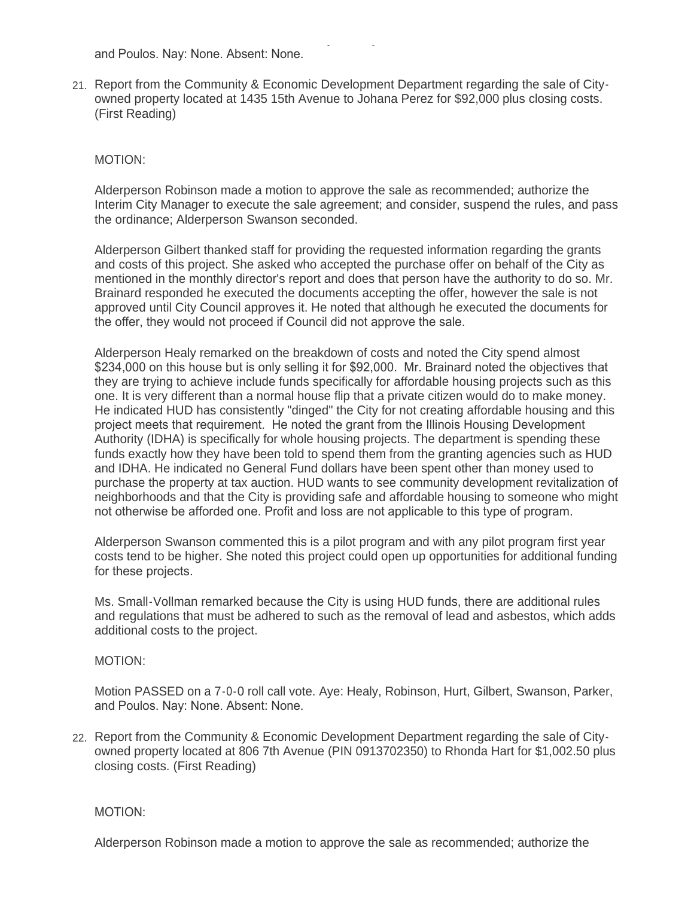and Poulos. Nay: None. Absent: None.

21. Report from the Community & Economic Development Department regarding the sale of City-owned property located at 1435 15th Avenue to Johana Perez for $92,000 plus closing costs. (First Reading)

MOTION:

Alderperson Robinson made a motion to approve the sale as recommended; authorize the Interim City Manager to execute the sale agreement; and consider, suspend the rules, and pass the ordinance; Alderperson Swanson seconded.

Alderperson Gilbert thanked staff for providing the requested information regarding the grants and costs of this project. She asked who accepted the purchase offer on behalf of the City as mentioned in the monthly director's report and does that person have the authority to do so. Mr. Brainard responded he executed the documents accepting the offer, however the sale is not approved until City Council approves it. He noted that although he executed the documents for the offer, they would not proceed if Council did not approve the sale.

Alderperson Healy remarked on the breakdown of costs and noted the City spend almost $234,000 on this house but is only selling it for $92,000. Mr. Brainard noted the objectives that they are trying to achieve include funds specifically for affordable housing projects such as this one. It is very different than a normal house flip that a private citizen would do to make money. He indicated HUD has consistently "dinged" the City for not creating affordable housing and this project meets that requirement. He noted the grant from the Illinois Housing Development Authority (IDHA) is specifically for whole housing projects. The department is spending these funds exactly how they have been told to spend them from the granting agencies such as HUD and IDHA. He indicated no General Fund dollars have been spent other than money used to purchase the property at tax auction. HUD wants to see community development revitalization of neighborhoods and that the City is providing safe and affordable housing to someone who might not otherwise be afforded one. Profit and loss are not applicable to this type of program.

Alderperson Swanson commented this is a pilot program and with any pilot program first year costs tend to be higher. She noted this project could open up opportunities for additional funding for these projects.

Ms. Small-Vollman remarked because the City is using HUD funds, there are additional rules and regulations that must be adhered to such as the removal of lead and asbestos, which adds additional costs to the project.

MOTION:

Motion PASSED on a 7-0-0 roll call vote. Aye: Healy, Robinson, Hurt, Gilbert, Swanson, Parker, and Poulos. Nay: None. Absent: None.

22. Report from the Community & Economic Development Department regarding the sale of City-owned property located at 806 7th Avenue (PIN 0913702350) to Rhonda Hart for $1,002.50 plus closing costs. (First Reading)

MOTION:

Alderperson Robinson made a motion to approve the sale as recommended; authorize the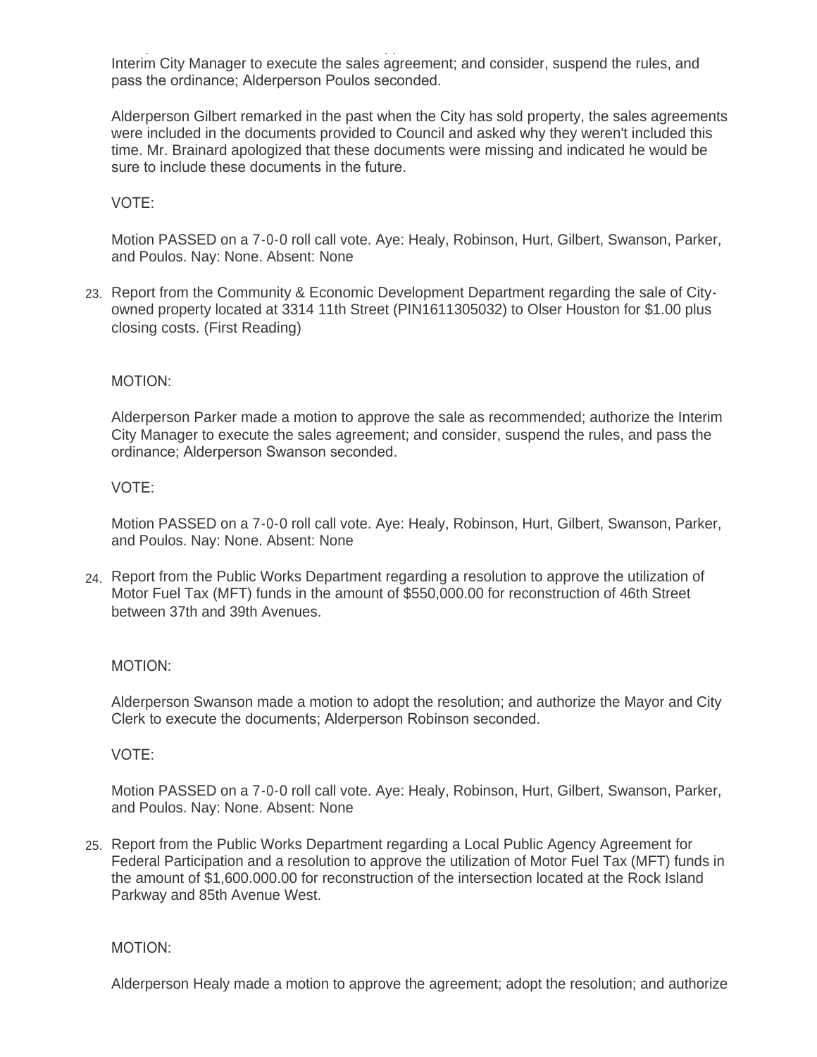Interim City Manager to execute the sales agreement; and consider, suspend the rules, and pass the ordinance; Alderperson Poulos seconded.

Alderperson Gilbert remarked in the past when the City has sold property, the sales agreements were included in the documents provided to Council and asked why they weren't included this time. Mr. Brainard apologized that these documents were missing and indicated he would be sure to include these documents in the future.

VOTE:

Motion PASSED on a 7-0-0 roll call vote. Aye: Healy, Robinson, Hurt, Gilbert, Swanson, Parker, and Poulos. Nay: None. Absent: None

23. Report from the Community & Economic Development Department regarding the sale of City-owned property located at 3314 11th Street (PIN1611305032) to Olser Houston for $1.00 plus closing costs. (First Reading)

MOTION:

Alderperson Parker made a motion to approve the sale as recommended; authorize the Interim City Manager to execute the sales agreement; and consider, suspend the rules, and pass the ordinance; Alderperson Swanson seconded.

VOTE:

Motion PASSED on a 7-0-0 roll call vote. Aye: Healy, Robinson, Hurt, Gilbert, Swanson, Parker, and Poulos. Nay: None. Absent: None

24. Report from the Public Works Department regarding a resolution to approve the utilization of Motor Fuel Tax (MFT) funds in the amount of $550,000.00 for reconstruction of 46th Street between 37th and 39th Avenues.

MOTION:

Alderperson Swanson made a motion to adopt the resolution; and authorize the Mayor and City Clerk to execute the documents; Alderperson Robinson seconded.

VOTE:

Motion PASSED on a 7-0-0 roll call vote. Aye: Healy, Robinson, Hurt, Gilbert, Swanson, Parker, and Poulos. Nay: None. Absent: None

25. Report from the Public Works Department regarding a Local Public Agency Agreement for Federal Participation and a resolution to approve the utilization of Motor Fuel Tax (MFT) funds in the amount of $1,600.000.00 for reconstruction of the intersection located at the Rock Island Parkway and 85th Avenue West.

MOTION:

Alderperson Healy made a motion to approve the agreement; adopt the resolution; and authorize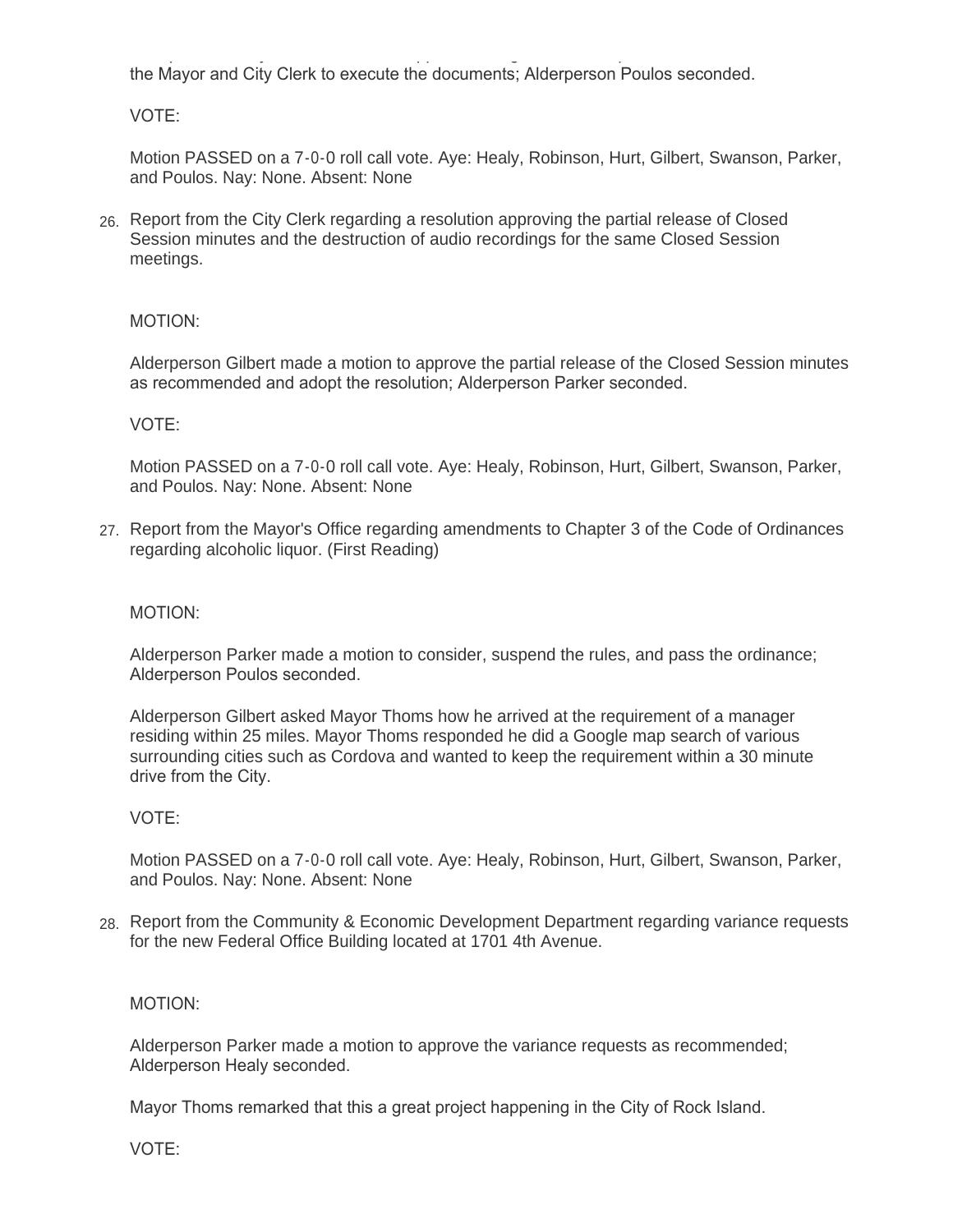the Mayor and City Clerk to execute the documents; Alderperson Poulos seconded.

VOTE:

Motion PASSED on a 7-0-0 roll call vote. Aye: Healy, Robinson, Hurt, Gilbert, Swanson, Parker, and Poulos. Nay: None. Absent: None

26. Report from the City Clerk regarding a resolution approving the partial release of Closed Session minutes and the destruction of audio recordings for the same Closed Session meetings.

    MOTION:

    Alderperson Gilbert made a motion to approve the partial release of the Closed Session minutes as recommended and adopt the resolution; Alderperson Parker seconded.

    VOTE:

    Motion PASSED on a 7-0-0 roll call vote. Aye: Healy, Robinson, Hurt, Gilbert, Swanson, Parker, and Poulos. Nay: None. Absent: None

27. Report from the Mayor's Office regarding amendments to Chapter 3 of the Code of Ordinances regarding alcoholic liquor. (First Reading)

    MOTION:

    Alderperson Parker made a motion to consider, suspend the rules, and pass the ordinance; Alderperson Poulos seconded.

    Alderperson Gilbert asked Mayor Thoms how he arrived at the requirement of a manager residing within 25 miles. Mayor Thoms responded he did a Google map search of various surrounding cities such as Cordova and wanted to keep the requirement within a 30 minute drive from the City.

    VOTE:

    Motion PASSED on a 7-0-0 roll call vote. Aye: Healy, Robinson, Hurt, Gilbert, Swanson, Parker, and Poulos. Nay: None. Absent: None

28. Report from the Community & Economic Development Department regarding variance requests for the new Federal Office Building located at 1701 4th Avenue.

    MOTION:

    Alderperson Parker made a motion to approve the variance requests as recommended; Alderperson Healy seconded.

    Mayor Thoms remarked that this a great project happening in the City of Rock Island.

    VOTE: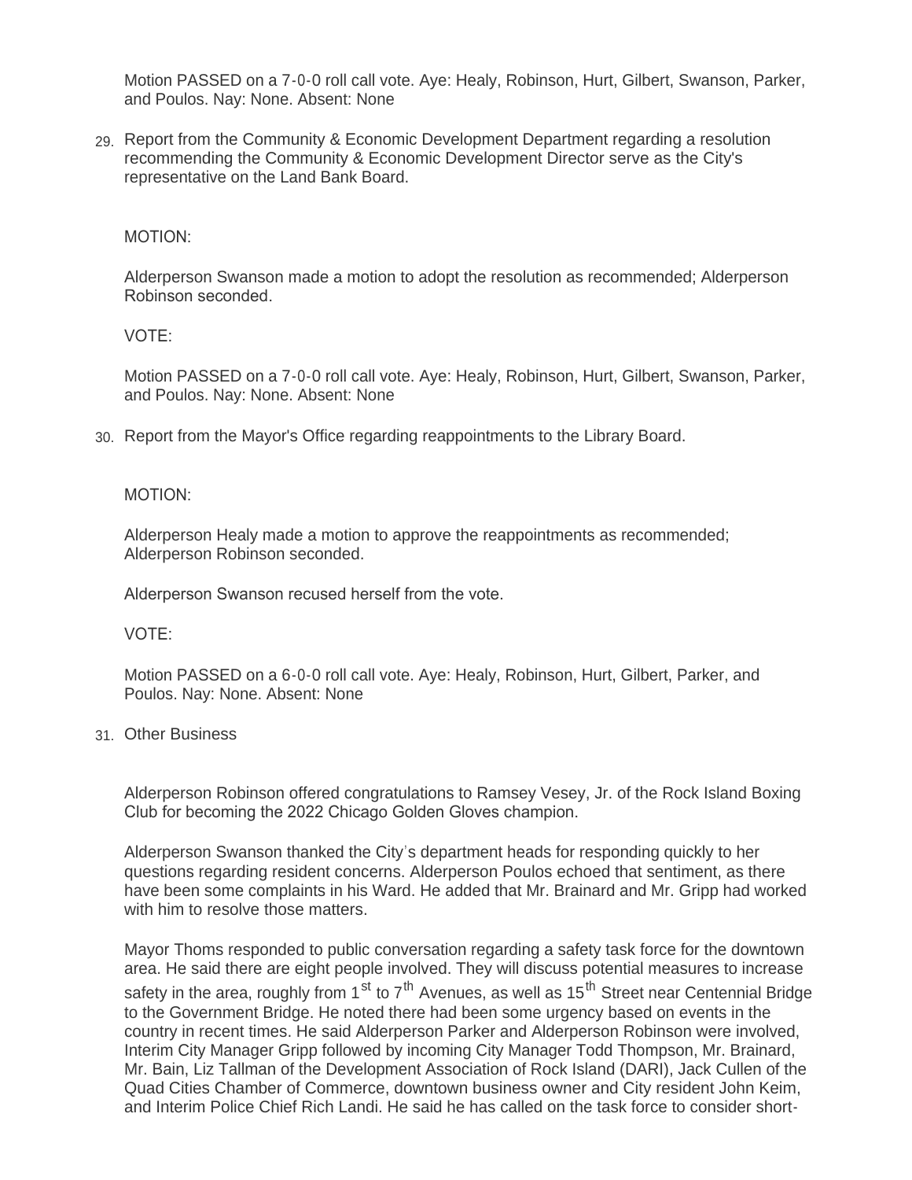Motion PASSED on a 7-0-0 roll call vote. Aye: Healy, Robinson, Hurt, Gilbert, Swanson, Parker, and Poulos. Nay: None. Absent: None

29. Report from the Community & Economic Development Department regarding a resolution recommending the Community & Economic Development Director serve as the City's representative on the Land Bank Board.

MOTION:

Alderperson Swanson made a motion to adopt the resolution as recommended; Alderperson Robinson seconded.

VOTE:

Motion PASSED on a 7-0-0 roll call vote. Aye: Healy, Robinson, Hurt, Gilbert, Swanson, Parker, and Poulos. Nay: None. Absent: None

30. Report from the Mayor's Office regarding reappointments to the Library Board.

MOTION:

Alderperson Healy made a motion to approve the reappointments as recommended; Alderperson Robinson seconded.

Alderperson Swanson recused herself from the vote.

VOTE:

Motion PASSED on a 6-0-0 roll call vote. Aye: Healy, Robinson, Hurt, Gilbert, Parker, and Poulos. Nay: None. Absent: None

31. Other Business

Alderperson Robinson offered congratulations to Ramsey Vesey, Jr. of the Rock Island Boxing Club for becoming the 2022 Chicago Golden Gloves champion.

Alderperson Swanson thanked the City's department heads for responding quickly to her questions regarding resident concerns. Alderperson Poulos echoed that sentiment, as there have been some complaints in his Ward. He added that Mr. Brainard and Mr. Gripp had worked with him to resolve those matters.

Mayor Thoms responded to public conversation regarding a safety task force for the downtown area. He said there are eight people involved. They will discuss potential measures to increase safety in the area, roughly from 1st to 7th Avenues, as well as 15th Street near Centennial Bridge to the Government Bridge. He noted there had been some urgency based on events in the country in recent times. He said Alderperson Parker and Alderperson Robinson were involved, Interim City Manager Gripp followed by incoming City Manager Todd Thompson, Mr. Brainard, Mr. Bain, Liz Tallman of the Development Association of Rock Island (DARI), Jack Cullen of the Quad Cities Chamber of Commerce, downtown business owner and City resident John Keim, and Interim Police Chief Rich Landi. He said he has called on the task force to consider short-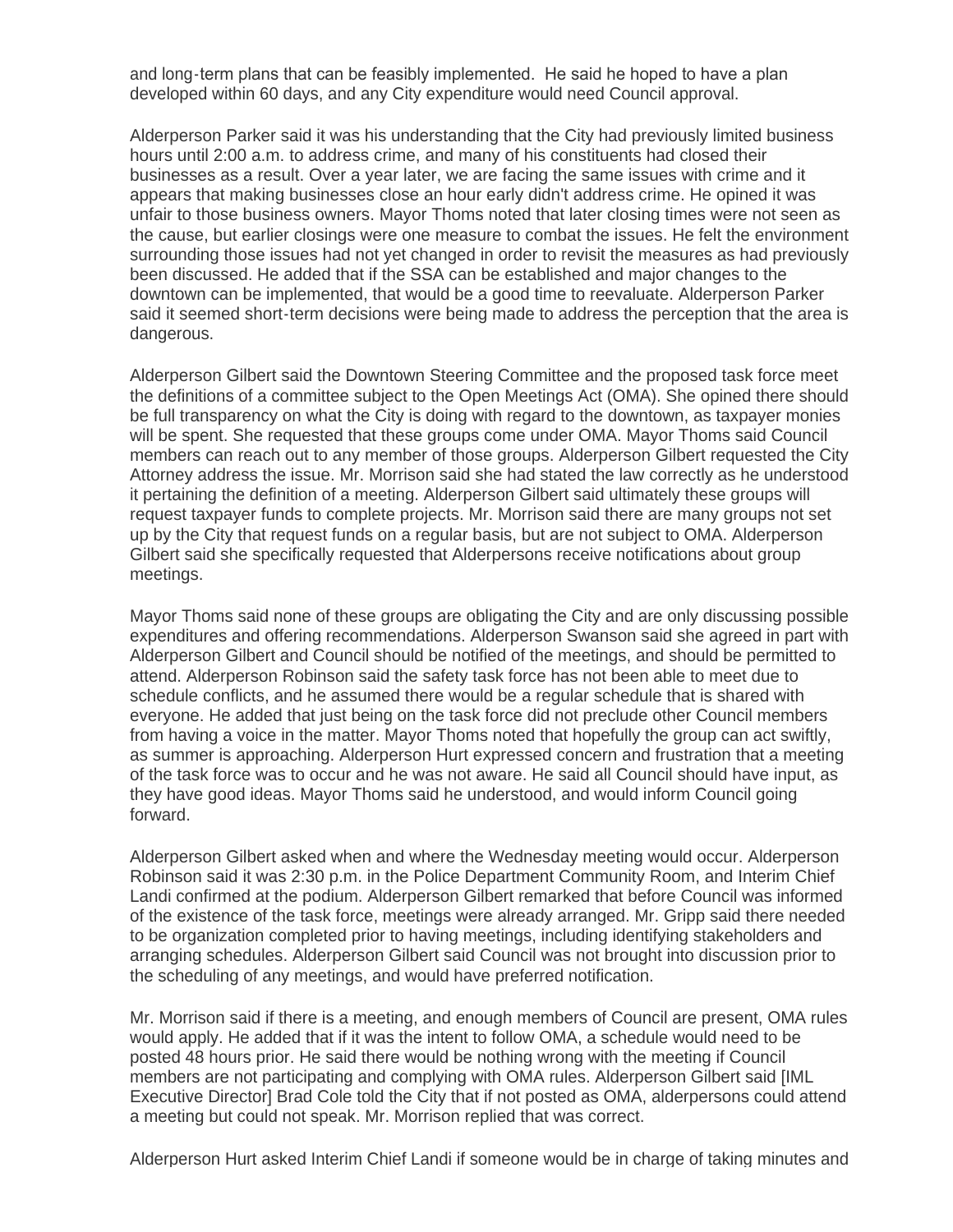and long-term plans that can be feasibly implemented. He said he hoped to have a plan developed within 60 days, and any City expenditure would need Council approval.

Alderperson Parker said it was his understanding that the City had previously limited business hours until 2:00 a.m. to address crime, and many of his constituents had closed their businesses as a result. Over a year later, we are facing the same issues with crime and it appears that making businesses close an hour early didn't address crime. He opined it was unfair to those business owners. Mayor Thoms noted that later closing times were not seen as the cause, but earlier closings were one measure to combat the issues. He felt the environment surrounding those issues had not yet changed in order to revisit the measures as had previously been discussed. He added that if the SSA can be established and major changes to the downtown can be implemented, that would be a good time to reevaluate. Alderperson Parker said it seemed short-term decisions were being made to address the perception that the area is dangerous.

Alderperson Gilbert said the Downtown Steering Committee and the proposed task force meet the definitions of a committee subject to the Open Meetings Act (OMA). She opined there should be full transparency on what the City is doing with regard to the downtown, as taxpayer monies will be spent. She requested that these groups come under OMA. Mayor Thoms said Council members can reach out to any member of those groups. Alderperson Gilbert requested the City Attorney address the issue. Mr. Morrison said she had stated the law correctly as he understood it pertaining the definition of a meeting. Alderperson Gilbert said ultimately these groups will request taxpayer funds to complete projects. Mr. Morrison said there are many groups not set up by the City that request funds on a regular basis, but are not subject to OMA. Alderperson Gilbert said she specifically requested that Alderpersons receive notifications about group meetings.

Mayor Thoms said none of these groups are obligating the City and are only discussing possible expenditures and offering recommendations. Alderperson Swanson said she agreed in part with Alderperson Gilbert and Council should be notified of the meetings, and should be permitted to attend. Alderperson Robinson said the safety task force has not been able to meet due to schedule conflicts, and he assumed there would be a regular schedule that is shared with everyone. He added that just being on the task force did not preclude other Council members from having a voice in the matter. Mayor Thoms noted that hopefully the group can act swiftly, as summer is approaching. Alderperson Hurt expressed concern and frustration that a meeting of the task force was to occur and he was not aware. He said all Council should have input, as they have good ideas. Mayor Thoms said he understood, and would inform Council going forward.

Alderperson Gilbert asked when and where the Wednesday meeting would occur. Alderperson Robinson said it was 2:30 p.m. in the Police Department Community Room, and Interim Chief Landi confirmed at the podium. Alderperson Gilbert remarked that before Council was informed of the existence of the task force, meetings were already arranged. Mr. Gripp said there needed to be organization completed prior to having meetings, including identifying stakeholders and arranging schedules. Alderperson Gilbert said Council was not brought into discussion prior to the scheduling of any meetings, and would have preferred notification.

Mr. Morrison said if there is a meeting, and enough members of Council are present, OMA rules would apply. He added that if it was the intent to follow OMA, a schedule would need to be posted 48 hours prior. He said there would be nothing wrong with the meeting if Council members are not participating and complying with OMA rules. Alderperson Gilbert said [IML Executive Director] Brad Cole told the City that if not posted as OMA, alderpersons could attend a meeting but could not speak. Mr. Morrison replied that was correct.

Alderperson Hurt asked Interim Chief Landi if someone would be in charge of taking minutes and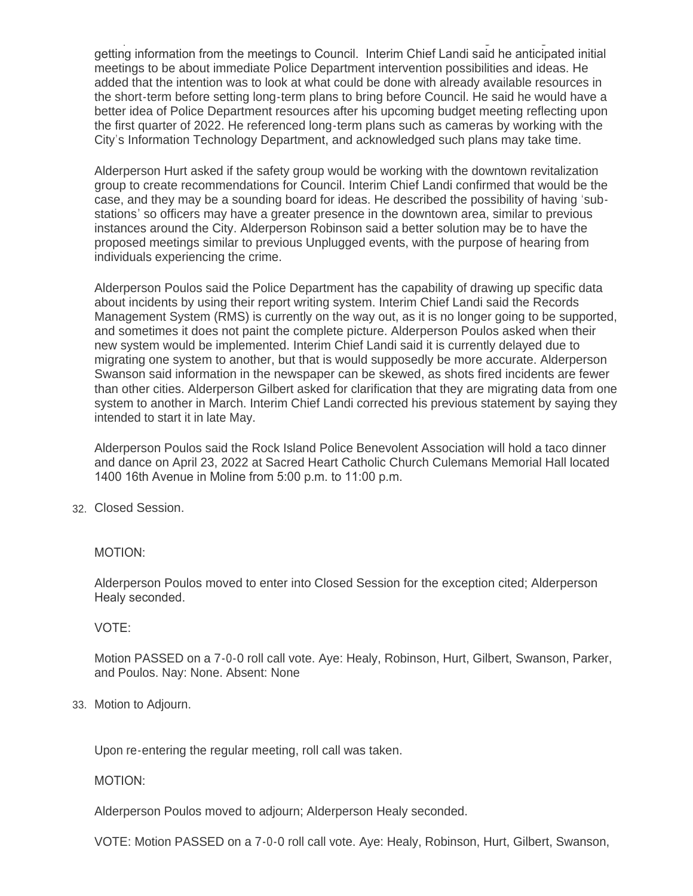getting information from the meetings to Council. Interim Chief Landi said he anticipated initial meetings to be about immediate Police Department intervention possibilities and ideas. He added that the intention was to look at what could be done with already available resources in the short-term before setting long-term plans to bring before Council. He said he would have a better idea of Police Department resources after his upcoming budget meeting reflecting upon the first quarter of 2022. He referenced long-term plans such as cameras by working with the City's Information Technology Department, and acknowledged such plans may take time.

Alderperson Hurt asked if the safety group would be working with the downtown revitalization group to create recommendations for Council. Interim Chief Landi confirmed that would be the case, and they may be a sounding board for ideas. He described the possibility of having 'sub-stations' so officers may have a greater presence in the downtown area, similar to previous instances around the City. Alderperson Robinson said a better solution may be to have the proposed meetings similar to previous Unplugged events, with the purpose of hearing from individuals experiencing the crime.

Alderperson Poulos said the Police Department has the capability of drawing up specific data about incidents by using their report writing system. Interim Chief Landi said the Records Management System (RMS) is currently on the way out, as it is no longer going to be supported, and sometimes it does not paint the complete picture. Alderperson Poulos asked when their new system would be implemented. Interim Chief Landi said it is currently delayed due to migrating one system to another, but that is would supposedly be more accurate. Alderperson Swanson said information in the newspaper can be skewed, as shots fired incidents are fewer than other cities. Alderperson Gilbert asked for clarification that they are migrating data from one system to another in March. Interim Chief Landi corrected his previous statement by saying they intended to start it in late May.

Alderperson Poulos said the Rock Island Police Benevolent Association will hold a taco dinner and dance on April 23, 2022 at Sacred Heart Catholic Church Culemans Memorial Hall located 1400 16th Avenue in Moline from 5:00 p.m. to 11:00 p.m.

32. Closed Session.

MOTION:

Alderperson Poulos moved to enter into Closed Session for the exception cited; Alderperson Healy seconded.

VOTE:

Motion PASSED on a 7-0-0 roll call vote. Aye: Healy, Robinson, Hurt, Gilbert, Swanson, Parker, and Poulos. Nay: None. Absent: None

33. Motion to Adjourn.

Upon re-entering the regular meeting, roll call was taken.

MOTION:

Alderperson Poulos moved to adjourn; Alderperson Healy seconded.

VOTE: Motion PASSED on a 7-0-0 roll call vote. Aye: Healy, Robinson, Hurt, Gilbert, Swanson,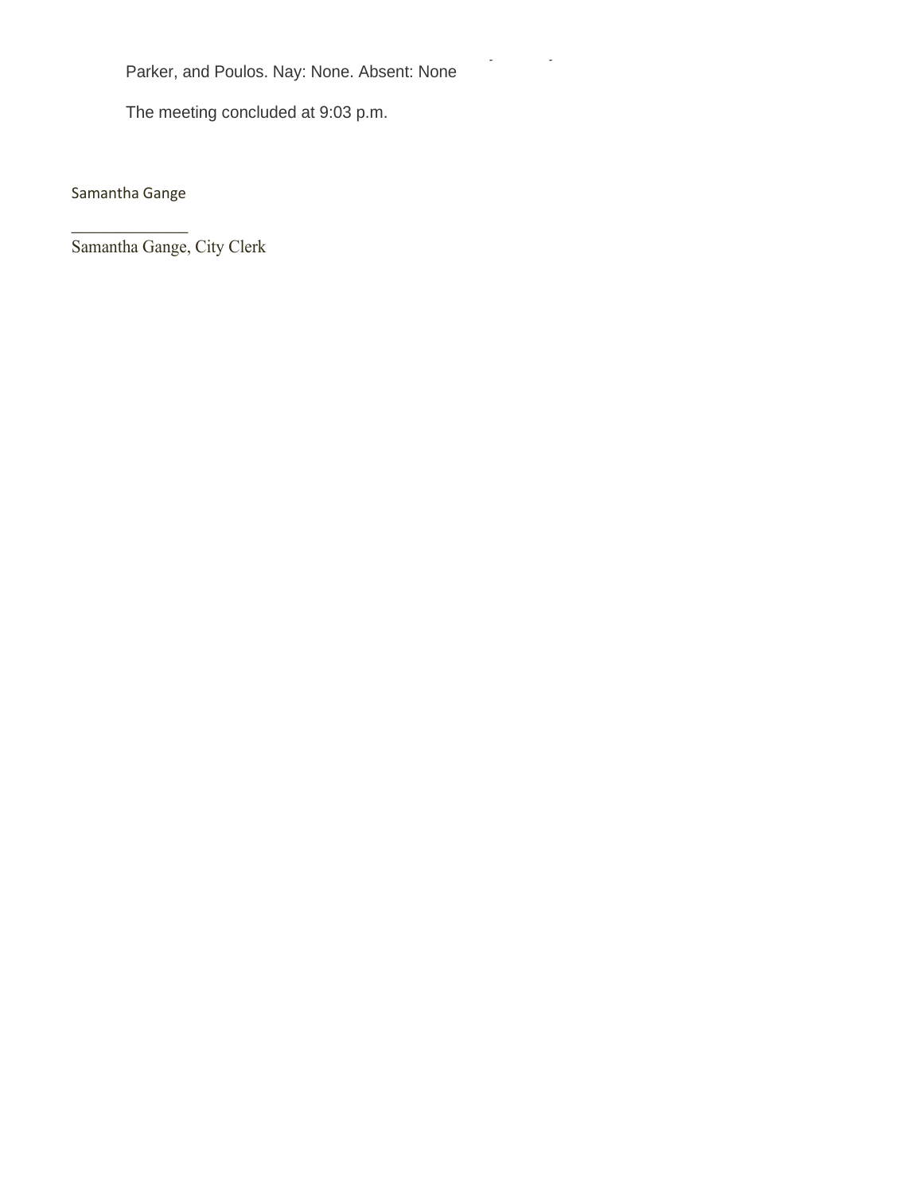Parker, and Poulos. Nay: None. Absent: None

The meeting concluded at 9:03 p.m.

Samantha Gange

_____________
Samantha Gange, City Clerk